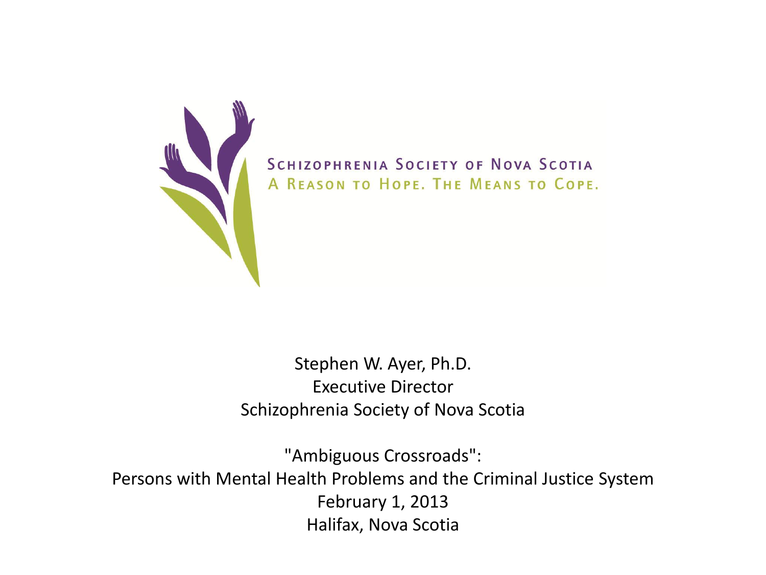SCHIZOPHRENIA SOCIETY OF NOVA SCOTIA
A REASON TO HOPE. THE MEANS TO COPE.

Stephen W. Ayer, Ph.D.
Executive Director
Schizophrenia Society of Nova Scotia

"Ambiguous Crossroads":
Persons with Mental Health Problems and the Criminal Justice System
February 1, 2013
Halifax, Nova Scotia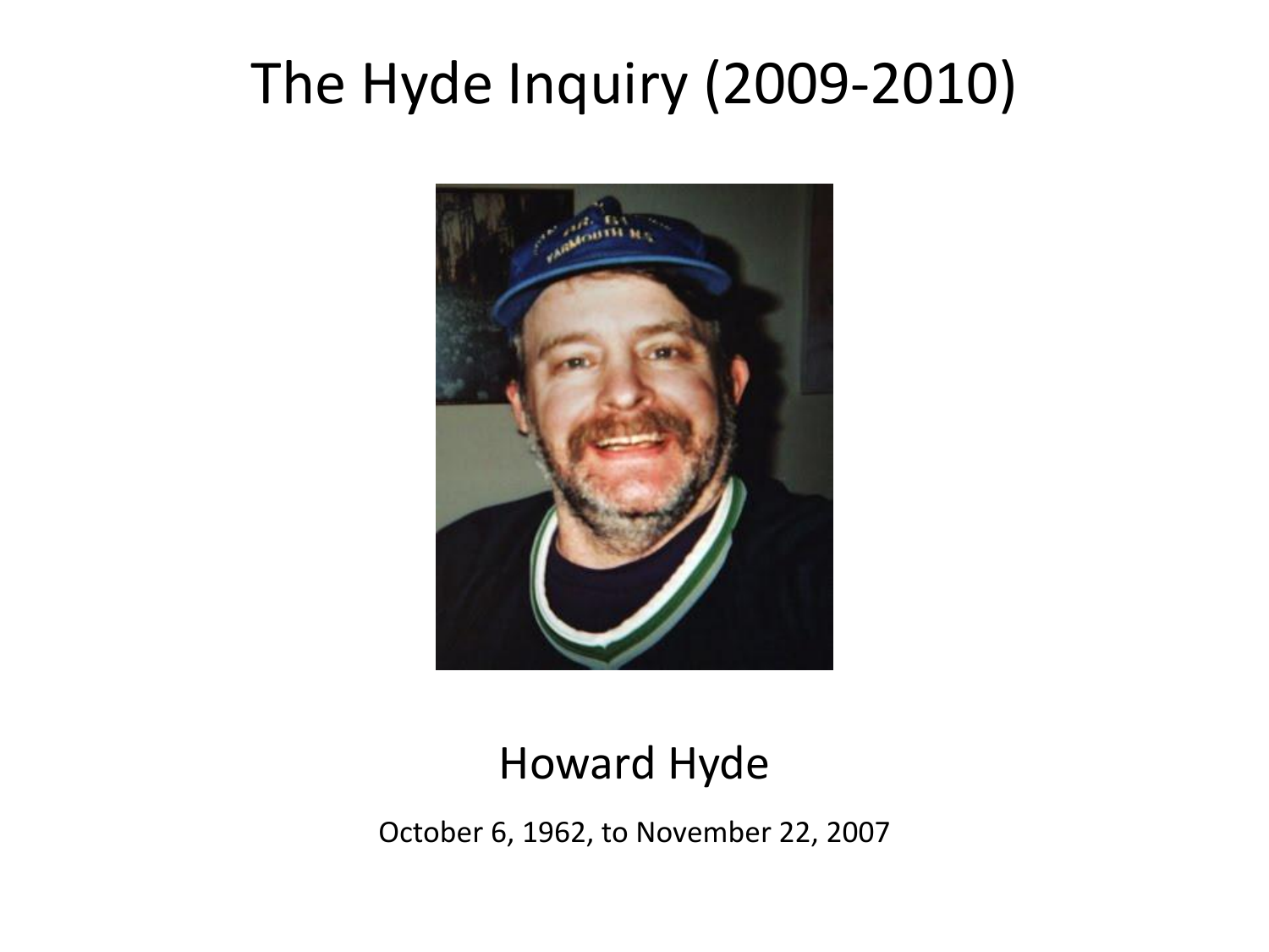# The Hyde Inquiry (2009-2010)

Howard Hyde

October 6, 1962, to November 22, 2007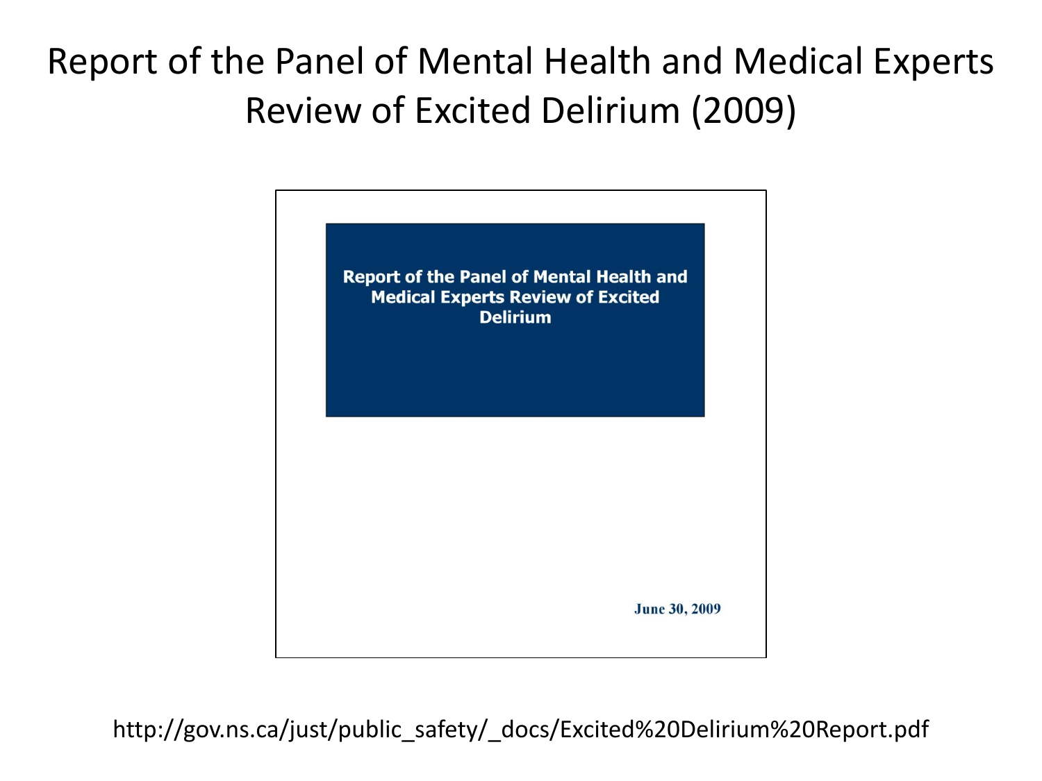# Report of the Panel of Mental Health and Medical Experts Review of Excited Delirium (2009)

**Report of the Panel of Mental Health and Medical Experts Review of Excited Delirium**

**June 30, 2009**

http://gov.ns.ca/just/public_safety/_docs/Excited%20Delirium%20Report.pdf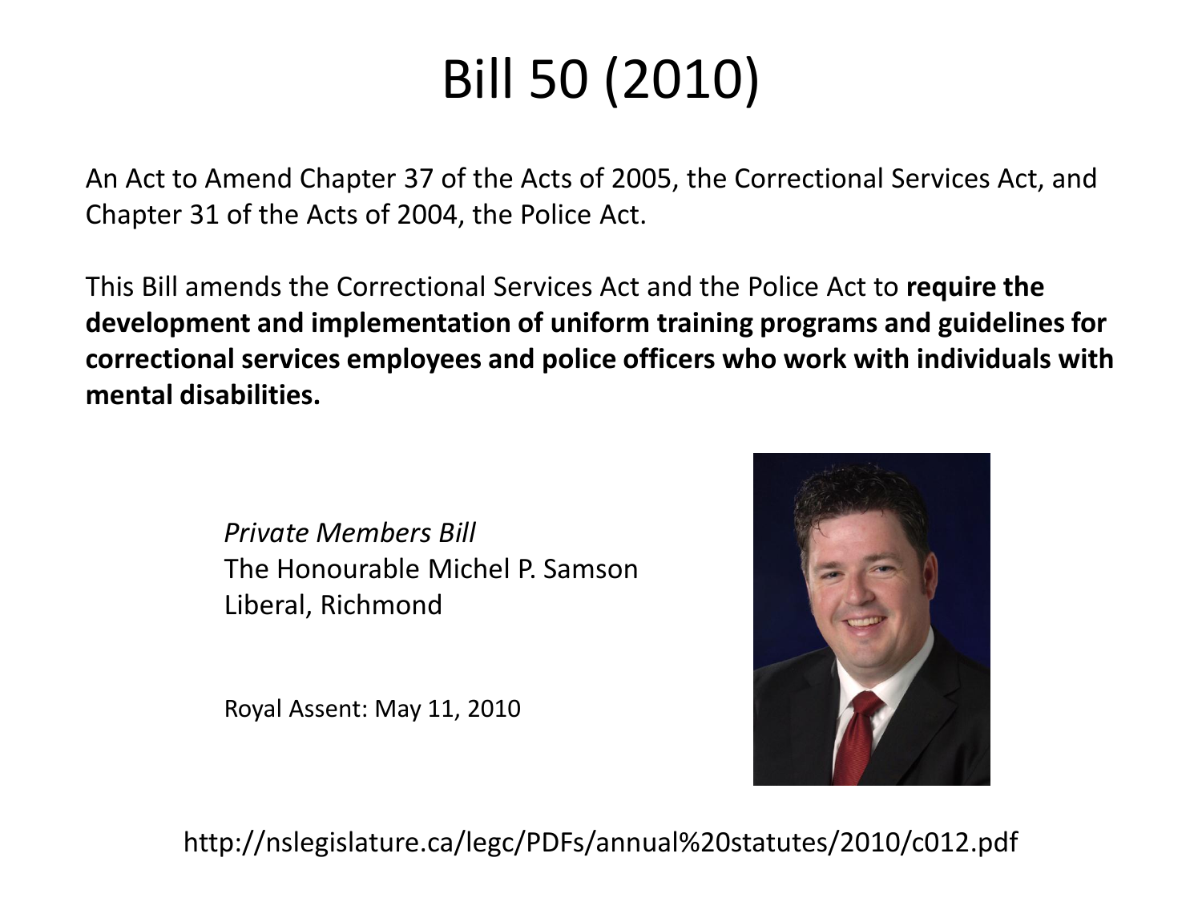# Bill 50 (2010)

An Act to Amend Chapter 37 of the Acts of 2005, the Correctional Services Act, and Chapter 31 of the Acts of 2004, the Police Act.

This Bill amends the Correctional Services Act and the Police Act to **require the development and implementation of uniform training programs and guidelines for correctional services employees and police officers who work with individuals with mental disabilities.**

*Private Members Bill*
The Honourable Michel P. Samson
Liberal, Richmond

Royal Assent: May 11, 2010

http://nslegislature.ca/legc/PDFs/annual%20statutes/2010/c012.pdf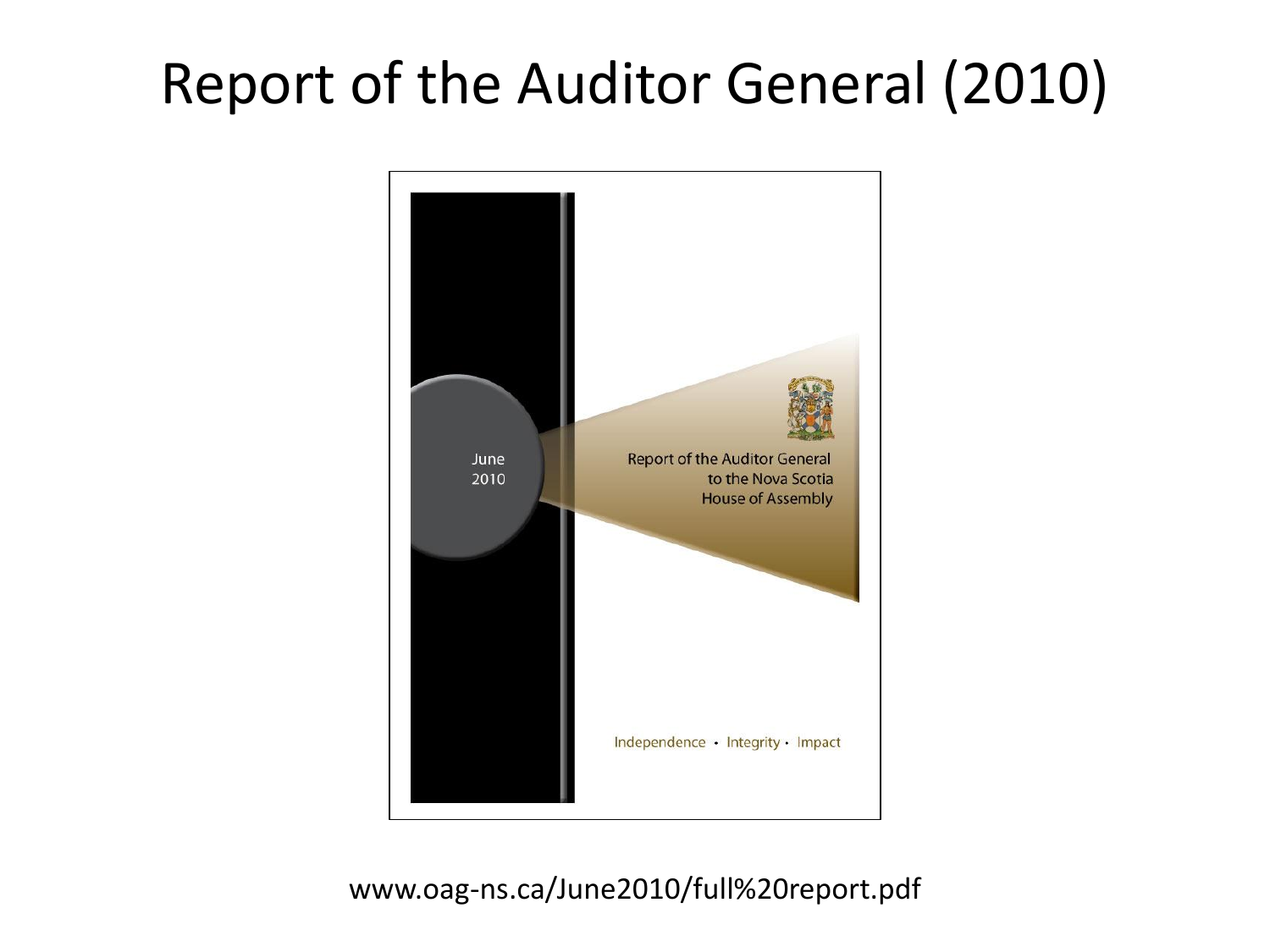# Report of the Auditor General (2010)

June 2010

Report of the Auditor General to the Nova Scotia House of Assembly

Independence • Integrity • Impact

www.oag-ns.ca/June2010/full%20report.pdf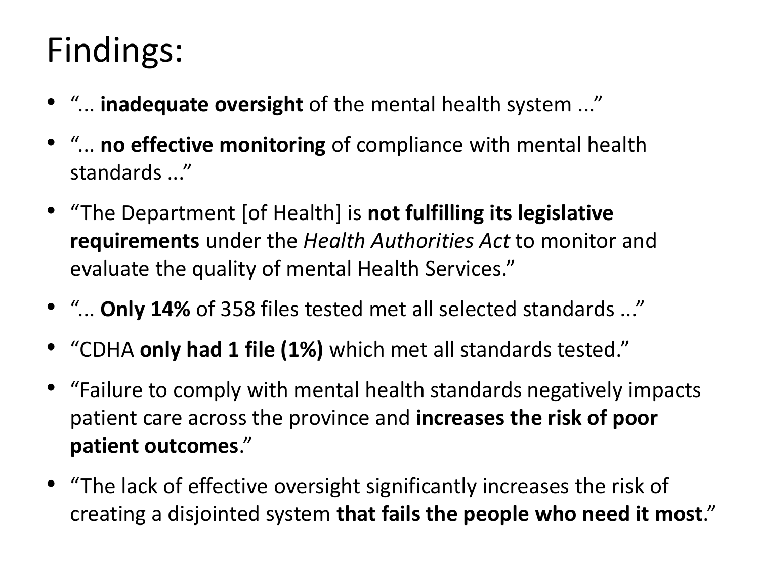# Findings:

- "... **inadequate oversight** of the mental health system ..."
- "... **no effective monitoring** of compliance with mental health standards ..."
- "The Department [of Health] is **not fulfilling its legislative requirements** under the *Health Authorities Act* to monitor and evaluate the quality of mental Health Services."
- "... **Only 14%** of 358 files tested met all selected standards ..."
- "CDHA **only had 1 file (1%)** which met all standards tested."
- "Failure to comply with mental health standards negatively impacts patient care across the province and **increases the risk of poor patient outcomes**."
- "The lack of effective oversight significantly increases the risk of creating a disjointed system **that fails the people who need it most**."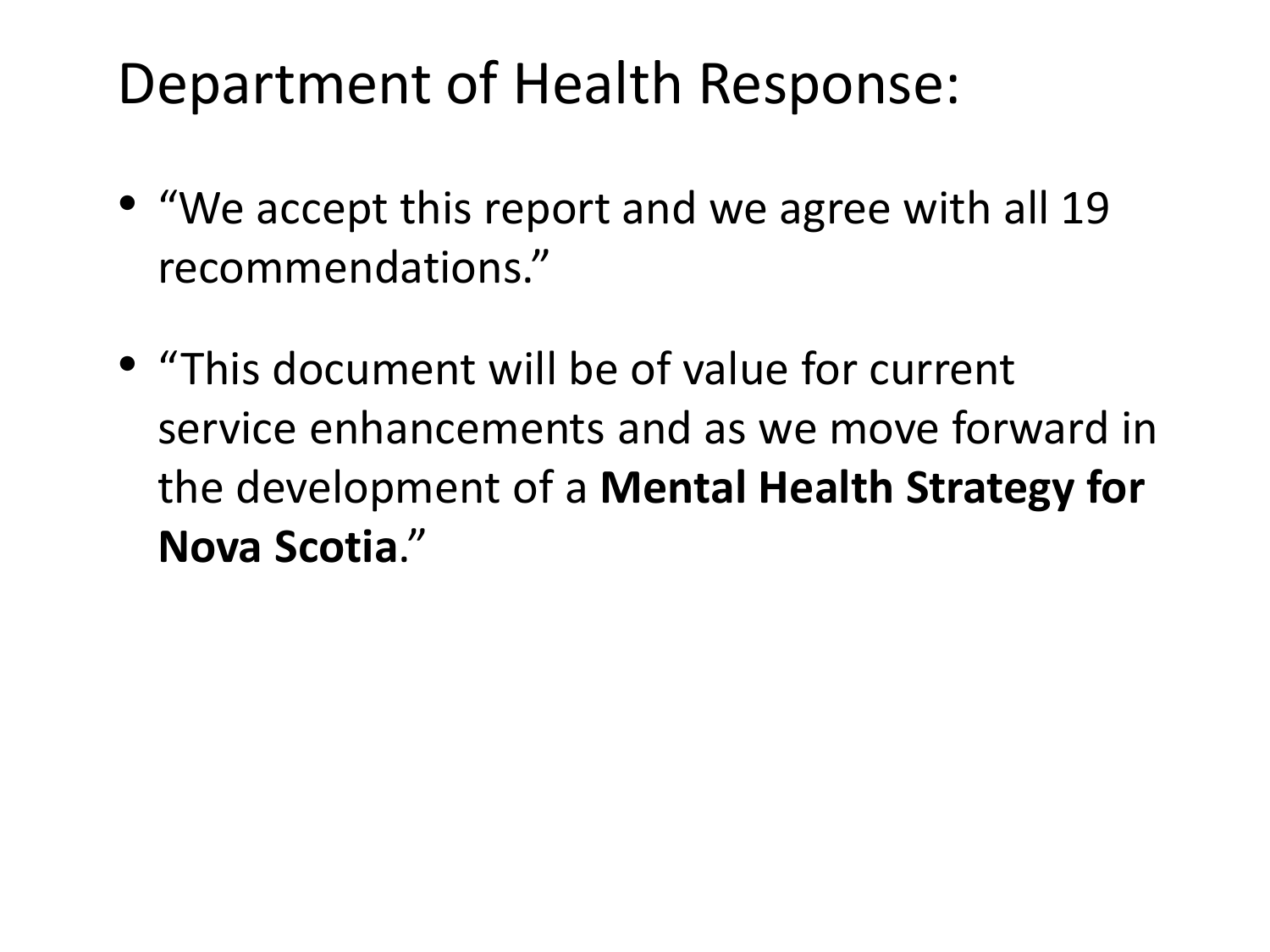# Department of Health Response:

- “We accept this report and we agree with all 19 recommendations.”
- “This document will be of value for current service enhancements and as we move forward in the development of a **Mental Health Strategy for Nova Scotia**.”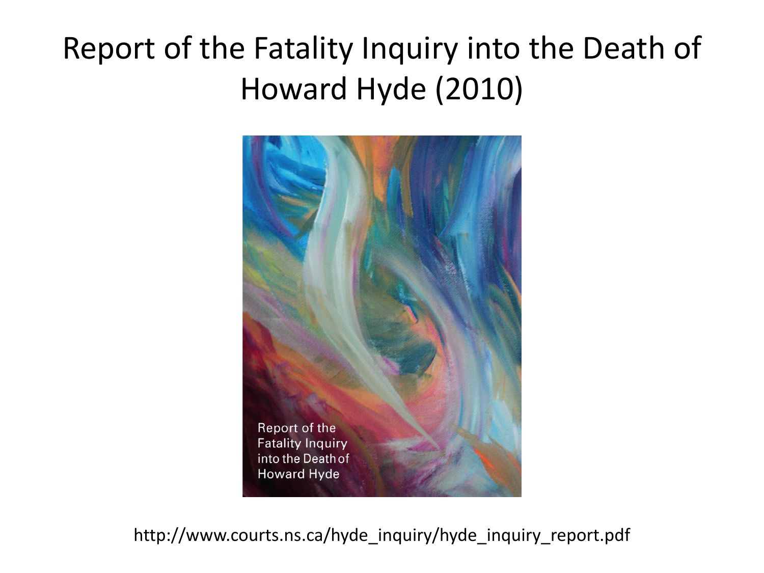# Report of the Fatality Inquiry into the Death of Howard Hyde (2010)

Report of the Fatality Inquiry into the Death of Howard Hyde

http://www.courts.ns.ca/hyde_inquiry/hyde_inquiry_report.pdf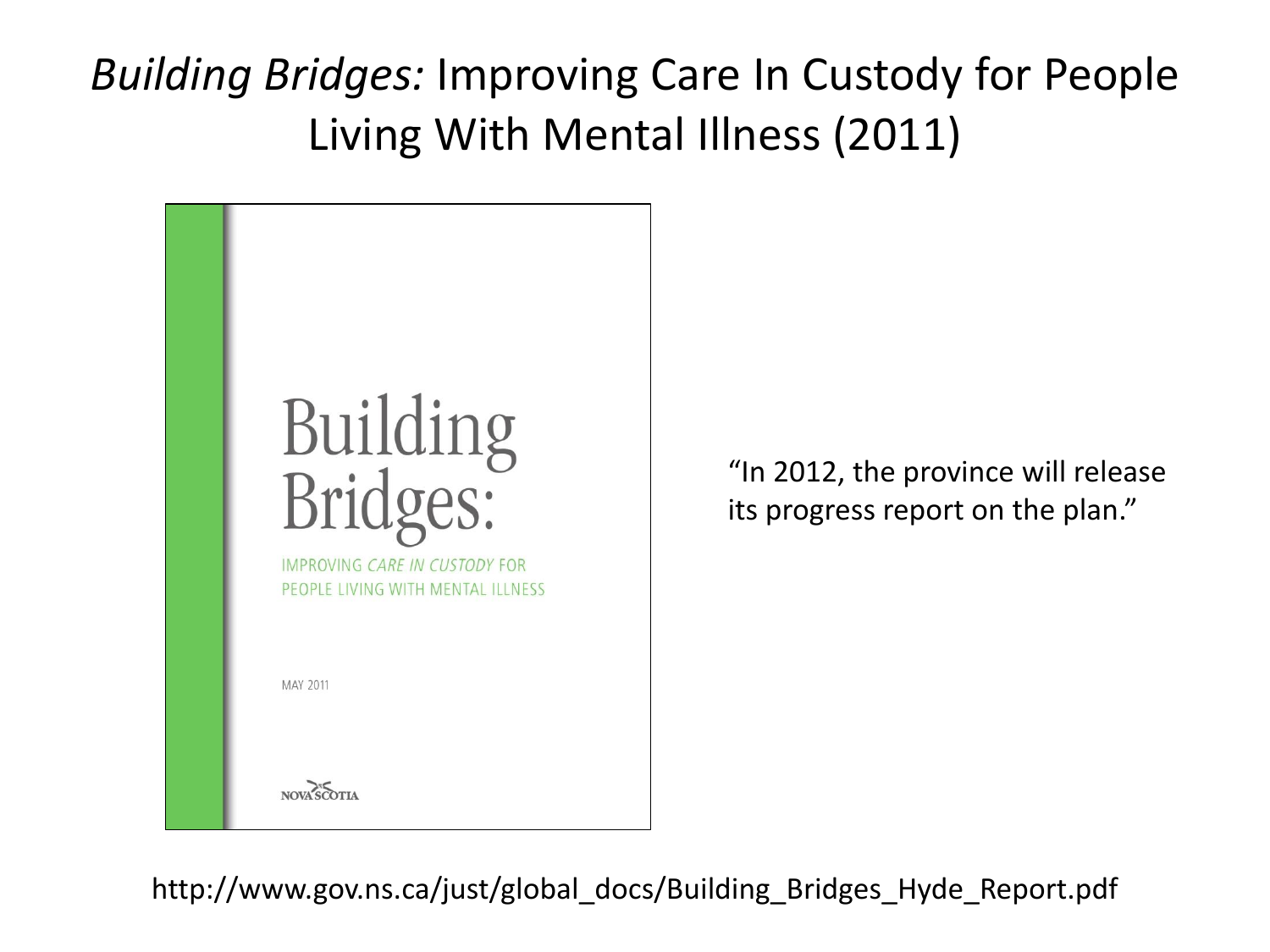# *Building Bridges:* Improving Care In Custody for People Living With Mental Illness (2011)

Building Bridges:

IMPROVING *CARE IN CUSTODY* FOR PEOPLE LIVING WITH MENTAL ILLNESS

MAY 2011

NOVA SCOTIA

"In 2012, the province will release its progress report on the plan."

http://www.gov.ns.ca/just/global_docs/Building_Bridges_Hyde_Report.pdf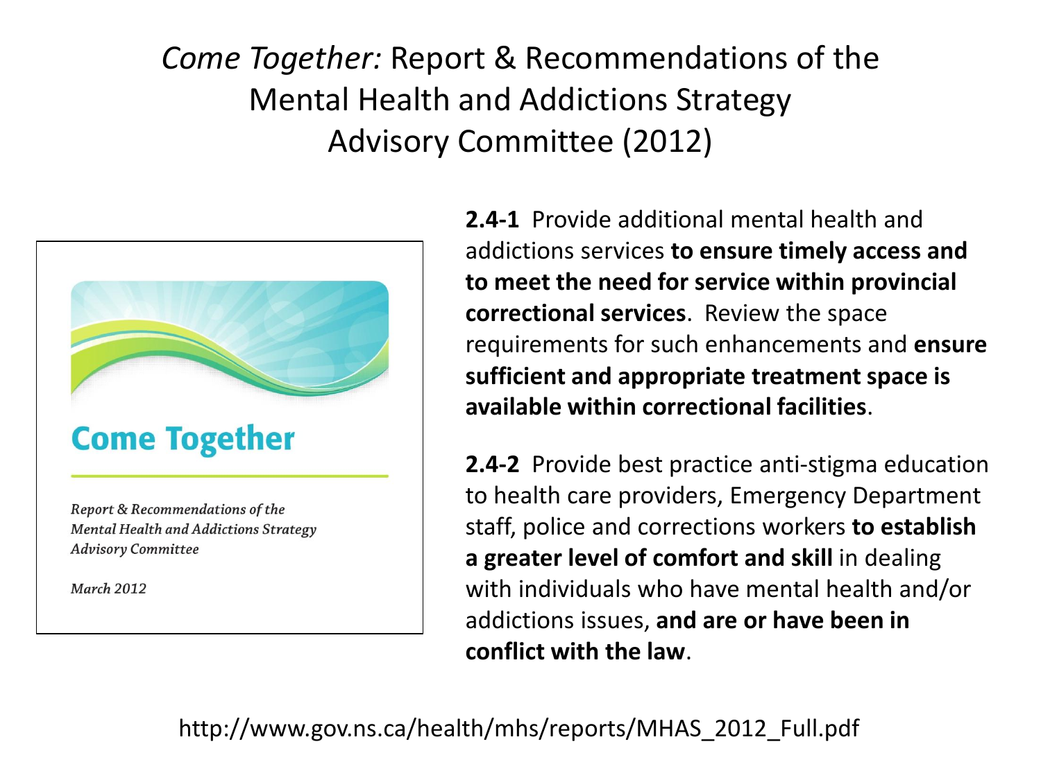# *Come Together:* Report & Recommendations of the Mental Health and Addictions Strategy Advisory Committee (2012)

**Come Together**

*Report & Recommendations of the Mental Health and Addictions Strategy Advisory Committee*

*March 2012*

**2.4-1** Provide additional mental health and addictions services **to ensure timely access and to meet the need for service within provincial correctional services**. Review the space requirements for such enhancements and **ensure sufficient and appropriate treatment space is available within correctional facilities**.

**2.4-2** Provide best practice anti-stigma education to health care providers, Emergency Department staff, police and corrections workers **to establish a greater level of comfort and skill** in dealing with individuals who have mental health and/or addictions issues, **and are or have been in conflict with the law**.

http://www.gov.ns.ca/health/mhs/reports/MHAS_2012_Full.pdf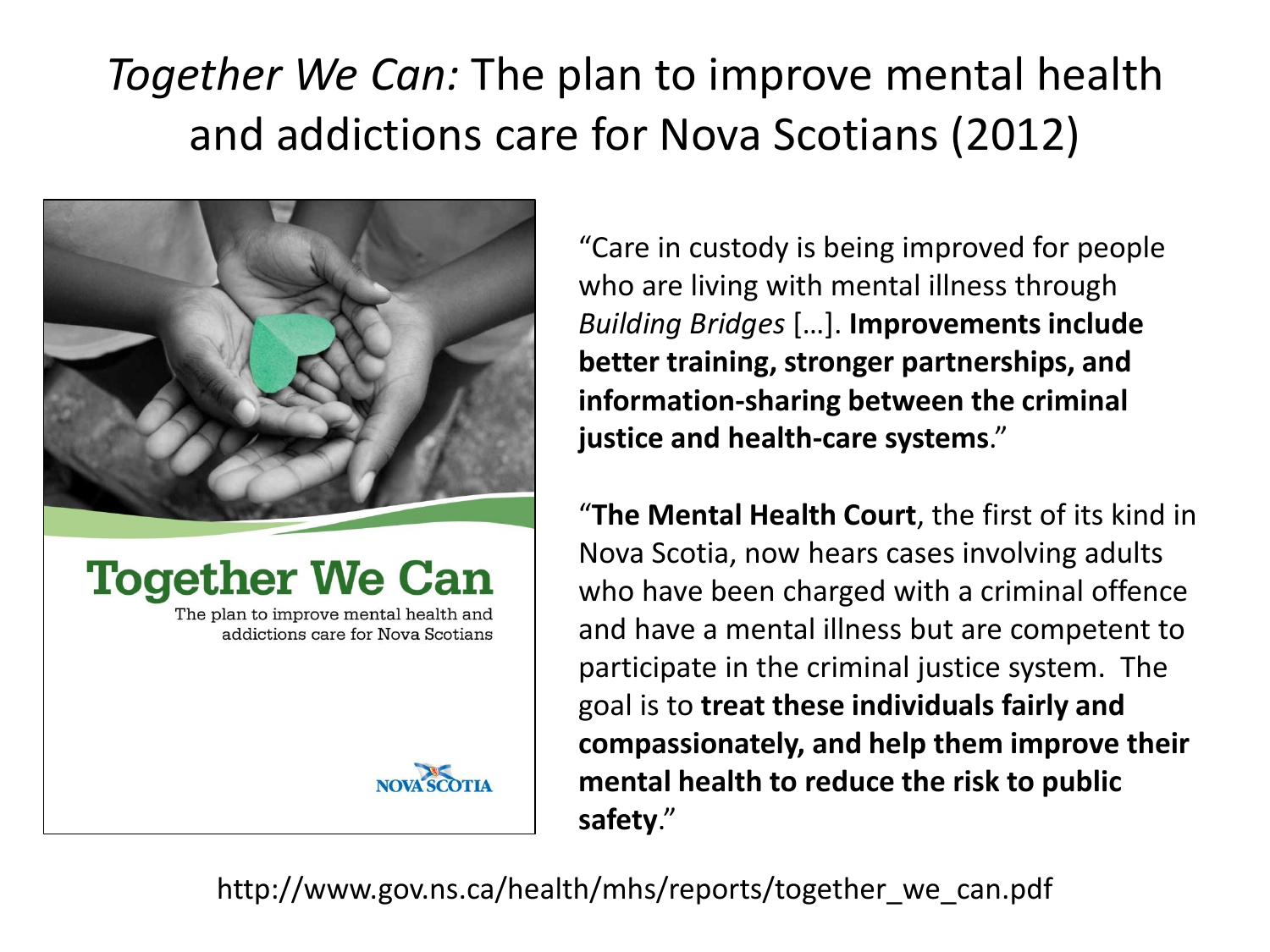# *Together We Can:* The plan to improve mental health and addictions care for Nova Scotians (2012)

"Care in custody is being improved for people who are living with mental illness through *Building Bridges* […]. **Improvements include better training, stronger partnerships, and information-sharing between the criminal justice and health-care systems**."

"**The Mental Health Court**, the first of its kind in Nova Scotia, now hears cases involving adults who have been charged with a criminal offence and have a mental illness but are competent to participate in the criminal justice system. The goal is to **treat these individuals fairly and compassionately, and help them improve their mental health to reduce the risk to public safety**."

http://www.gov.ns.ca/health/mhs/reports/together_we_can.pdf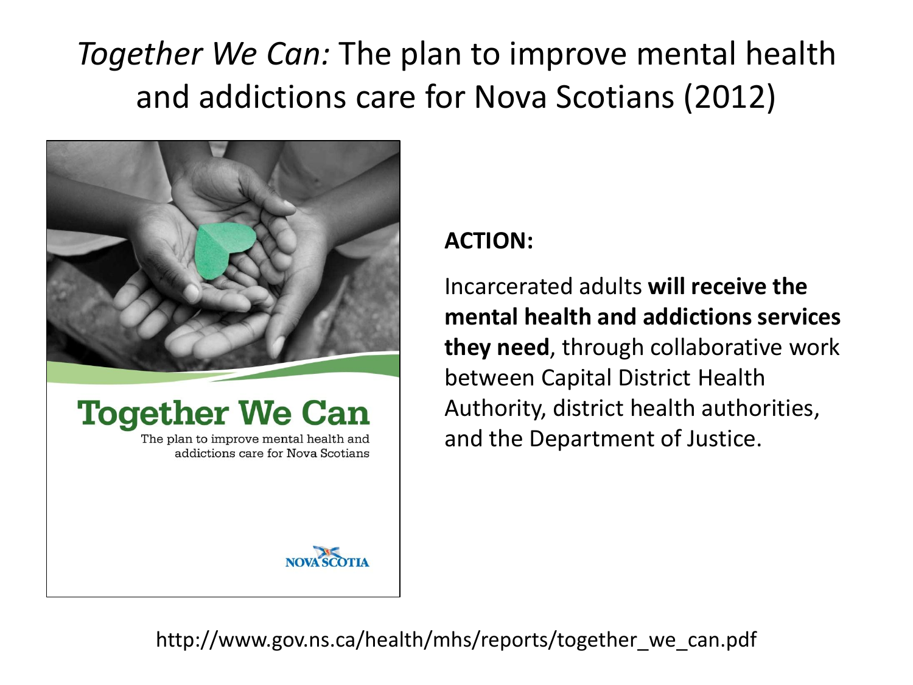# *Together We Can:* The plan to improve mental health and addictions care for Nova Scotians (2012)

**ACTION:**

Incarcerated adults **will receive the mental health and addictions services they need**, through collaborative work between Capital District Health Authority, district health authorities, and the Department of Justice.

http://www.gov.ns.ca/health/mhs/reports/together_we_can.pdf